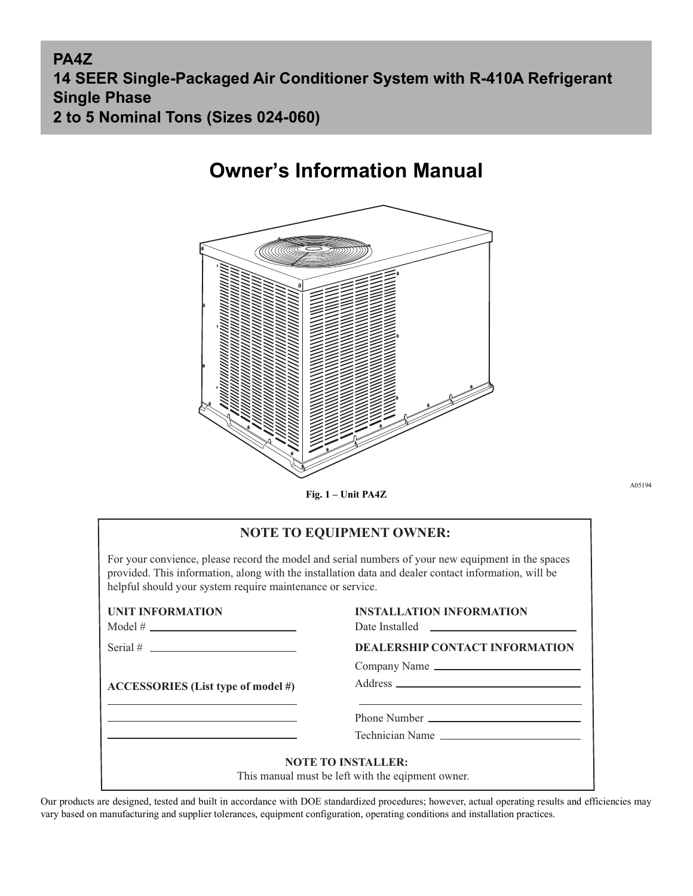# PA4Z
# 14 SEER Single-Packaged Air Conditioner System with R-410A Refrigerant Single Phase 2 to 5 Nominal Tons (Sizes 024-060)

## Owner's Information Manual

A05194

Fig. 1 – Unit PA4Z

### NOTE TO EQUIPMENT OWNER:

For your convience, please record the model and serial numbers of your new equipment in the spaces provided. This information, along with the installation data and dealer contact information, will be helpful should your system require maintenance or service.

**UNIT INFORMATION**

Model # ______________________

Serial # ______________________

**ACCESSORIES (List type of model #)**

______________________

______________________

______________________

**INSTALLATION INFORMATION**

Date Installed ______________________

**DEALERSHIP CONTACT INFORMATION**

Company Name ______________________

Address ______________________

______________________

Phone Number ______________________

Technician Name ______________________

**NOTE TO INSTALLER:**

This manual must be left with the eqipment owner.

Our products are designed, tested and built in accordance with DOE standardized procedures; however, actual operating results and efficiencies may vary based on manufacturing and supplier tolerances, equipment configuration, operating conditions and installation practices.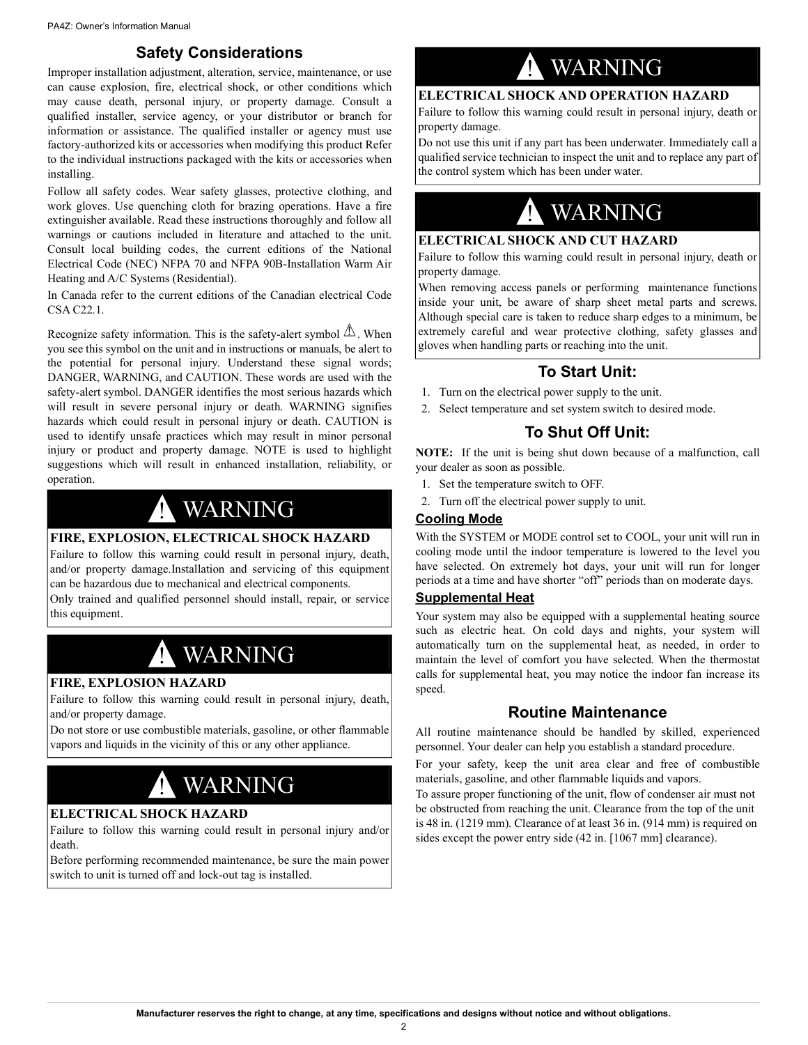## Safety Considerations

Improper installation adjustment, alteration, service, maintenance, or use can cause explosion, fire, electrical shock, or other conditions which may cause death, personal injury, or property damage. Consult a qualified installer, service agency, or your distributor or branch for information or assistance. The qualified installer or agency must use factory-authorized kits or accessories when modifying this product Refer to the individual instructions packaged with the kits or accessories when installing.

Follow all safety codes. Wear safety glasses, protective clothing, and work gloves. Use quenching cloth for brazing operations. Have a fire extinguisher available. Read these instructions thoroughly and follow all warnings or cautions included in literature and attached to the unit. Consult local building codes, the current editions of the National Electrical Code (NEC) NFPA 70 and NFPA 90B-Installation Warm Air Heating and A/C Systems (Residential).

In Canada refer to the current editions of the Canadian electrical Code CSA C22.1.

Recognize safety information. This is the safety-alert symbol ⚠. When you see this symbol on the unit and in instructions or manuals, be alert to the potential for personal injury. Understand these signal words; DANGER, WARNING, and CAUTION. These words are used with the safety-alert symbol. DANGER identifies the most serious hazards which will result in severe personal injury or death. WARNING signifies hazards which could result in personal injury or death. CAUTION is used to identify unsafe practices which may result in minor personal injury or product and property damage. NOTE is used to highlight suggestions which will result in enhanced installation, reliability, or operation.

### ! WARNING

**FIRE, EXPLOSION, ELECTRICAL SHOCK HAZARD**

Failure to follow this warning could result in personal injury, death, and/or property damage.Installation and servicing of this equipment can be hazardous due to mechanical and electrical components.

Only trained and qualified personnel should install, repair, or service this equipment.

### ! WARNING

**FIRE, EXPLOSION HAZARD**

Failure to follow this warning could result in personal injury, death, and/or property damage.

Do not store or use combustible materials, gasoline, or other flammable vapors and liquids in the vicinity of this or any other appliance.

### ! WARNING

**ELECTRICAL SHOCK HAZARD**

Failure to follow this warning could result in personal injury and/or death.

Before performing recommended maintenance, be sure the main power switch to unit is turned off and lock-out tag is installed.

### ! WARNING

**ELECTRICAL SHOCK AND OPERATION HAZARD**

Failure to follow this warning could result in personal injury, death or property damage.

Do not use this unit if any part has been underwater. Immediately call a qualified service technician to inspect the unit and to replace any part of the control system which has been under water.

### ! WARNING

**ELECTRICAL SHOCK AND CUT HAZARD**

Failure to follow this warning could result in personal injury, death or property damage.

When removing access panels or performing maintenance functions inside your unit, be aware of sharp sheet metal parts and screws. Although special care is taken to reduce sharp edges to a minimum, be extremely careful and wear protective clothing, safety glasses and gloves when handling parts or reaching into the unit.

## To Start Unit:

1. Turn on the electrical power supply to the unit.
2. Select temperature and set system switch to desired mode.

## To Shut Off Unit:

**NOTE:** If the unit is being shut down because of a malfunction, call your dealer as soon as possible.

1. Set the temperature switch to OFF.
2. Turn off the electrical power supply to unit.

### Cooling Mode

With the SYSTEM or MODE control set to COOL, your unit will run in cooling mode until the indoor temperature is lowered to the level you have selected. On extremely hot days, your unit will run for longer periods at a time and have shorter "off" periods than on moderate days.

### Supplemental Heat

Your system may also be equipped with a supplemental heating source such as electric heat. On cold days and nights, your system will automatically turn on the supplemental heat, as needed, in order to maintain the level of comfort you have selected. When the thermostat calls for supplemental heat, you may notice the indoor fan increase its speed.

## Routine Maintenance

All routine maintenance should be handled by skilled, experienced personnel. Your dealer can help you establish a standard procedure.

For your safety, keep the unit area clear and free of combustible materials, gasoline, and other flammable liquids and vapors.

To assure proper functioning of the unit, flow of condenser air must not be obstructed from reaching the unit. Clearance from the top of the unit is 48 in. (1219 mm). Clearance of at least 36 in. (914 mm) is required on sides except the power entry side (42 in. [1067 mm] clearance).

**Manufacturer reserves the right to change, at any time, specifications and designs without notice and without obligations.**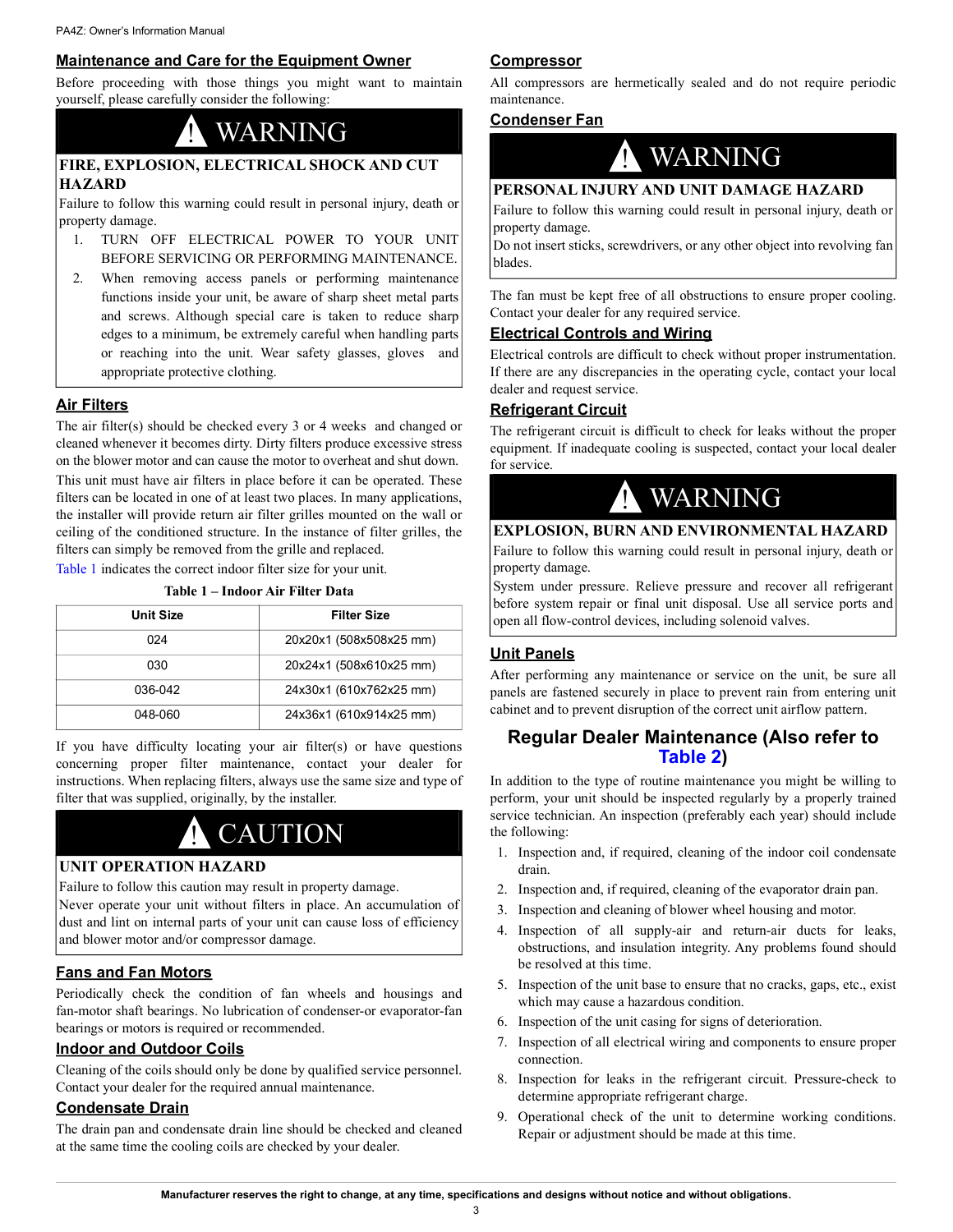## Maintenance and Care for the Equipment Owner

Before proceeding with those things you might want to maintain yourself, please carefully consider the following:

**⚠ WARNING**

**FIRE, EXPLOSION, ELECTRICAL SHOCK AND CUT HAZARD**

Failure to follow this warning could result in personal injury, death or property damage.

1. TURN OFF ELECTRICAL POWER TO YOUR UNIT BEFORE SERVICING OR PERFORMING MAINTENANCE.
2. When removing access panels or performing maintenance functions inside your unit, be aware of sharp sheet metal parts and screws. Although special care is taken to reduce sharp edges to a minimum, be extremely careful when handling parts or reaching into the unit. Wear safety glasses, gloves and appropriate protective clothing.

## Air Filters

The air filter(s) should be checked every 3 or 4 weeks and changed or cleaned whenever it becomes dirty. Dirty filters produce excessive stress on the blower motor and can cause the motor to overheat and shut down.

This unit must have air filters in place before it can be operated. These filters can be located in one of at least two places. In many applications, the installer will provide return air filter grilles mounted on the wall or ceiling of the conditioned structure. In the instance of filter grilles, the filters can simply be removed from the grille and replaced.

Table 1 indicates the correct indoor filter size for your unit.

**Table 1 – Indoor Air Filter Data**

| Unit Size | Filter Size |
|---|---|
| 024 | 20x20x1 (508x508x25 mm) |
| 030 | 20x24x1 (508x610x25 mm) |
| 036-042 | 24x30x1 (610x762x25 mm) |
| 048-060 | 24x36x1 (610x914x25 mm) |

If you have difficulty locating your air filter(s) or have questions concerning proper filter maintenance, contact your dealer for instructions. When replacing filters, always use the same size and type of filter that was supplied, originally, by the installer.

**⚠ CAUTION**

**UNIT OPERATION HAZARD**

Failure to follow this caution may result in property damage.

Never operate your unit without filters in place. An accumulation of dust and lint on internal parts of your unit can cause loss of efficiency and blower motor and/or compressor damage.

## Fans and Fan Motors

Periodically check the condition of fan wheels and housings and fan-motor shaft bearings. No lubrication of condenser-or evaporator-fan bearings or motors is required or recommended.

## Indoor and Outdoor Coils

Cleaning of the coils should only be done by qualified service personnel. Contact your dealer for the required annual maintenance.

## Condensate Drain

The drain pan and condensate drain line should be checked and cleaned at the same time the cooling coils are checked by your dealer.

## Compressor

All compressors are hermetically sealed and do not require periodic maintenance.

## Condenser Fan

**⚠ WARNING**

**PERSONAL INJURY AND UNIT DAMAGE HAZARD**

Failure to follow this warning could result in personal injury, death or property damage.

Do not insert sticks, screwdrivers, or any other object into revolving fan blades.

The fan must be kept free of all obstructions to ensure proper cooling. Contact your dealer for any required service.

## Electrical Controls and Wiring

Electrical controls are difficult to check without proper instrumentation. If there are any discrepancies in the operating cycle, contact your local dealer and request service.

## Refrigerant Circuit

The refrigerant circuit is difficult to check for leaks without the proper equipment. If inadequate cooling is suspected, contact your local dealer for service.

**⚠ WARNING**

**EXPLOSION, BURN AND ENVIRONMENTAL HAZARD**

Failure to follow this warning could result in personal injury, death or property damage.

System under pressure. Relieve pressure and recover all refrigerant before system repair or final unit disposal. Use all service ports and open all flow-control devices, including solenoid valves.

## Unit Panels

After performing any maintenance or service on the unit, be sure all panels are fastened securely in place to prevent rain from entering unit cabinet and to prevent disruption of the correct unit airflow pattern.

## Regular Dealer Maintenance (Also refer to Table 2)

In addition to the type of routine maintenance you might be willing to perform, your unit should be inspected regularly by a properly trained service technician. An inspection (preferably each year) should include the following:

1. Inspection and, if required, cleaning of the indoor coil condensate drain.
2. Inspection and, if required, cleaning of the evaporator drain pan.
3. Inspection and cleaning of blower wheel housing and motor.
4. Inspection of all supply-air and return-air ducts for leaks, obstructions, and insulation integrity. Any problems found should be resolved at this time.
5. Inspection of the unit base to ensure that no cracks, gaps, etc., exist which may cause a hazardous condition.
6. Inspection of the unit casing for signs of deterioration.
7. Inspection of all electrical wiring and components to ensure proper connection.
8. Inspection for leaks in the refrigerant circuit. Pressure-check to determine appropriate refrigerant charge.
9. Operational check of the unit to determine working conditions. Repair or adjustment should be made at this time.

**Manufacturer reserves the right to change, at any time, specifications and designs without notice and without obligations.**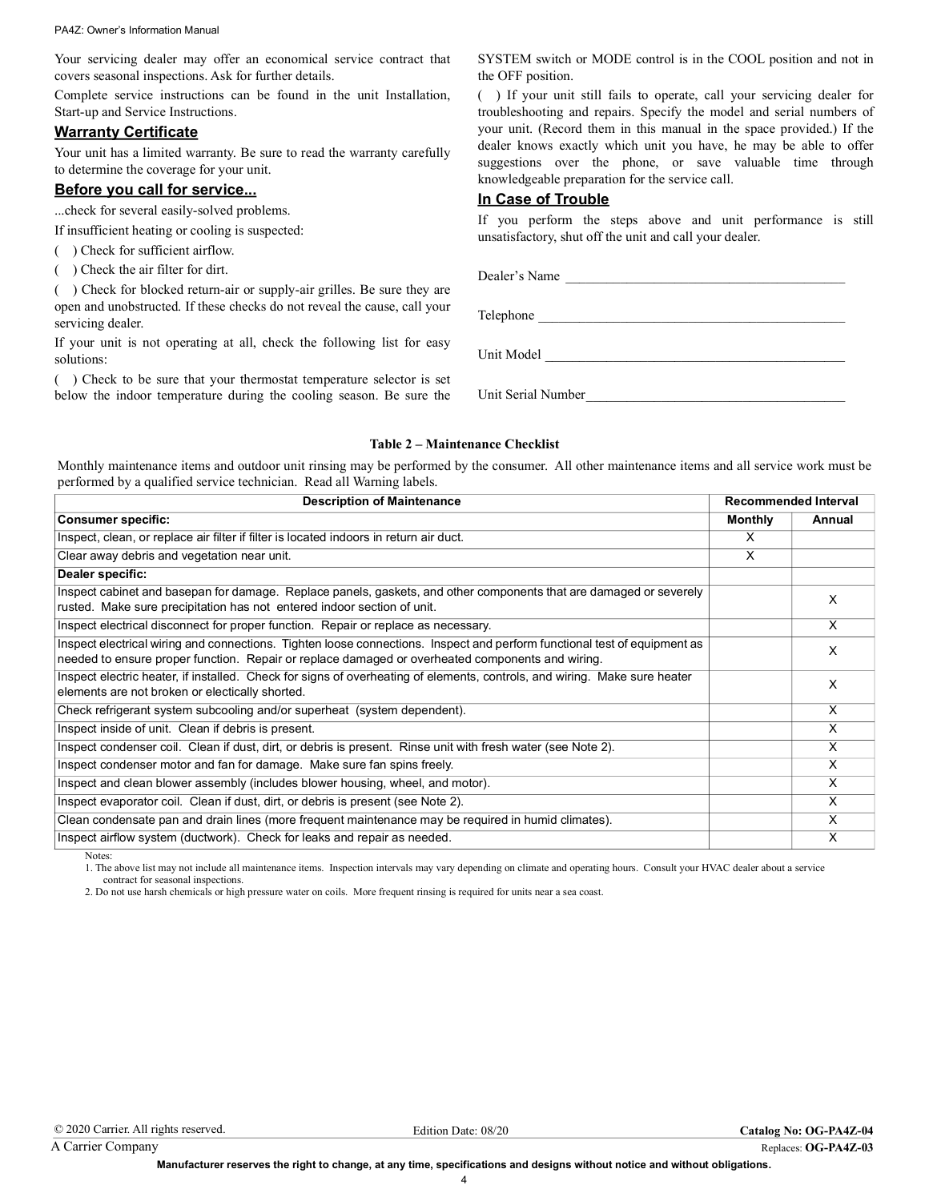Your servicing dealer may offer an economical service contract that covers seasonal inspections. Ask for further details.

Complete service instructions can be found in the unit Installation, Start-up and Service Instructions.

## Warranty Certificate

Your unit has a limited warranty. Be sure to read the warranty carefully to determine the coverage for your unit.

## Before you call for service...

...check for several easily-solved problems.

If insufficient heating or cooling is suspected:

( ) Check for sufficient airflow.

( ) Check the air filter for dirt.

( ) Check for blocked return-air or supply-air grilles. Be sure they are open and unobstructed. If these checks do not reveal the cause, call your servicing dealer.

If your unit is not operating at all, check the following list for easy solutions:

( ) Check to be sure that your thermostat temperature selector is set below the indoor temperature during the cooling season. Be sure the SYSTEM switch or MODE control is in the COOL position and not in the OFF position.

( ) If your unit still fails to operate, call your servicing dealer for troubleshooting and repairs. Specify the model and serial numbers of your unit. (Record them in this manual in the space provided.) If the dealer knows exactly which unit you have, he may be able to offer suggestions over the phone, or save valuable time through knowledgeable preparation for the service call.

## In Case of Trouble

If you perform the steps above and unit performance is still unsatisfactory, shut off the unit and call your dealer.

Dealer's Name ___________________________________________

Telephone ______________________________________________

Unit Model ______________________________________________

Unit Serial Number_______________________________________

**Table 2 – Maintenance Checklist**

Monthly maintenance items and outdoor unit rinsing may be performed by the consumer. All other maintenance items and all service work must be performed by a qualified service technician. Read all Warning labels.

| Description of Maintenance | Recommended Interval | |
|---|---|---|
| | **Monthly** | **Annual** |
| **Consumer specific:** | | |
| Inspect, clean, or replace air filter if filter is located indoors in return air duct. | X | |
| Clear away debris and vegetation near unit. | X | |
| **Dealer specific:** | | |
| Inspect cabinet and basepan for damage. Replace panels, gaskets, and other components that are damaged or severely rusted. Make sure precipitation has not entered indoor section of unit. | | X |
| Inspect electrical disconnect for proper function. Repair or replace as necessary. | | X |
| Inspect electrical wiring and connections. Tighten loose connections. Inspect and perform functional test of equipment as needed to ensure proper function. Repair or replace damaged or overheated components and wiring. | | X |
| Inspect electric heater, if installed. Check for signs of overheating of elements, controls, and wiring. Make sure heater elements are not broken or electically shorted. | | X |
| Check refrigerant system subcooling and/or superheat (system dependent). | | X |
| Inspect inside of unit. Clean if debris is present. | | X |
| Inspect condenser coil. Clean if dust, dirt, or debris is present. Rinse unit with fresh water (see Note 2). | | X |
| Inspect condenser motor and fan for damage. Make sure fan spins freely. | | X |
| Inspect and clean blower assembly (includes blower housing, wheel, and motor). | | X |
| Inspect evaporator coil. Clean if dust, dirt, or debris is present (see Note 2). | | X |
| Clean condensate pan and drain lines (more frequent maintenance may be required in humid climates). | | X |
| Inspect airflow system (ductwork). Check for leaks and repair as needed. | | X |

Notes:

1. The above list may not include all maintenance items. Inspection intervals may vary depending on climate and operating hours. Consult your HVAC dealer about a service contract for seasonal inspections.
2. Do not use harsh chemicals or high pressure water on coils. More frequent rinsing is required for units near a sea coast.

© 2020 Carrier. All rights reserved.
A Carrier Company

Edition Date: 08/20

**Catalog No: OG-PA4Z-04**
Replaces: **OG-PA4Z-03**

**Manufacturer reserves the right to change, at any time, specifications and designs without notice and without obligations.**